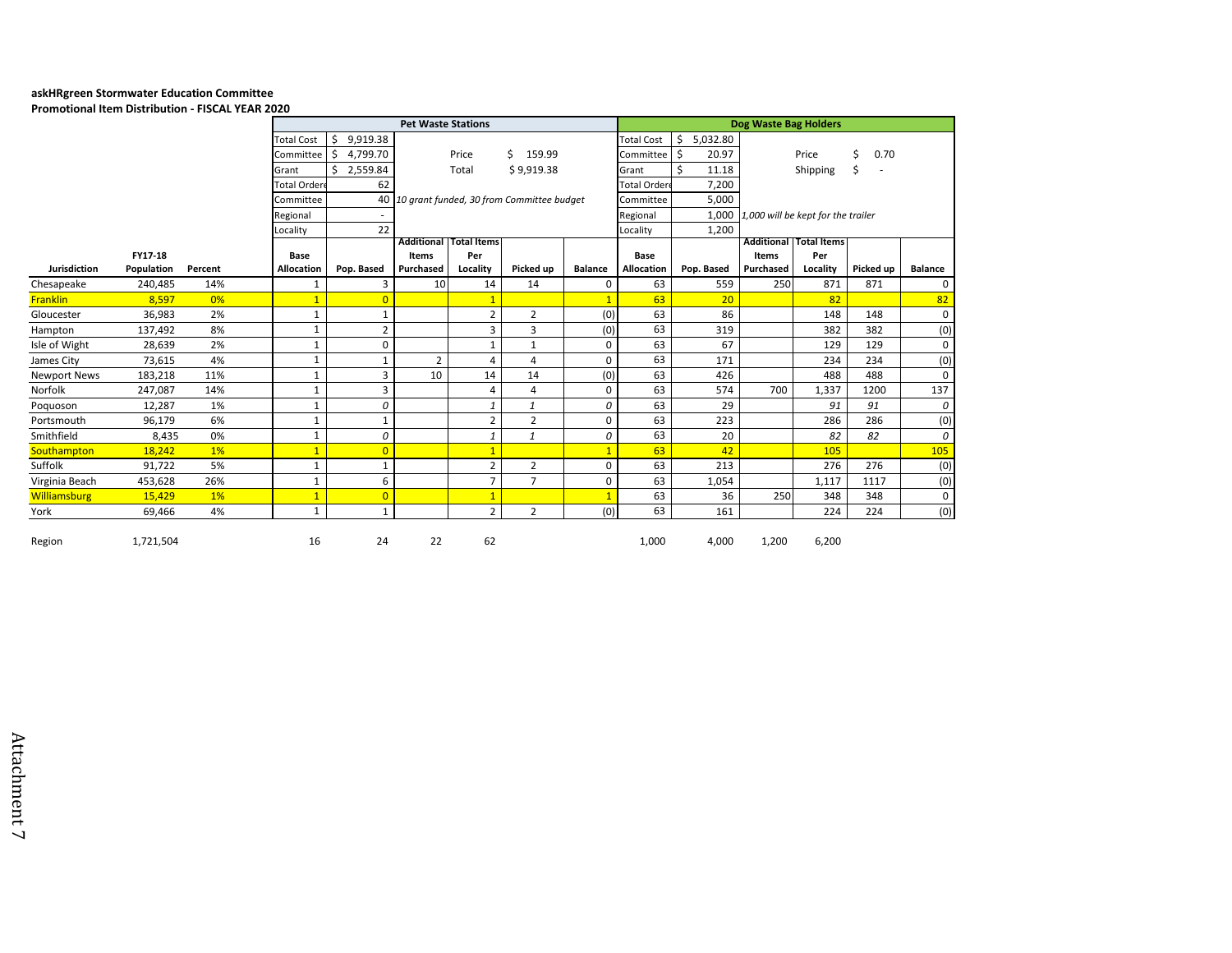**askHRgreen Stormwater Education Committee**
**Promotional Item Distribution - FISCAL YEAR 2020**

| | | | Pet Waste Stations | | | | | | Dog Waste Bag Holders | | | | | |
|---|---|---|---|---|---|---|---|---|---|---|---|---|---|---|
| | | | Total Cost | $ 9,919.38 | | | | | Total Cost | $ 5,032.80 | | | | |
| | | | Committee | $ 4,799.70 | | Price | $ 159.99 | | Committee | $ 20.97 | | Price | $ 0.70 | |
| | | | Grant | $ 2,559.84 | | Total | $ 9,919.38 | | Grant | $ 11.18 | | Shipping | $ - | |
| | | | Total Ordered | 62 | | | | | Total Ordered | 7,200 | | | | |
| | | | Committee | 40 | *10 grant funded, 30 from Committee budget* | | | | Committee | 5,000 | | | | |
| | | | Regional | - | | | | | Regional | 1,000 | *1,000 will be kept for the trailer* | | | |
| | | | Locality | 22 | | | | | Locality | 1,200 | | | | |
| **Jurisdiction** | **FY17-18 Population** | **Percent** | **Base Allocation** | **Pop. Based** | **Additional Items Purchased** | **Total Items Per Locality** | **Picked up** | **Balance** | **Base Allocation** | **Pop. Based** | **Additional Items Purchased** | **Total Items Per Locality** | **Picked up** | **Balance** |
| Chesapeake | 240,485 | 14% | 1 | 3 | 10 | 14 | 14 | 0 | 63 | 559 | 250 | 871 | 871 | 0 |
| Franklin | 8,597 | 0% | 1 | 0 | | 1 | | 1 | 63 | 20 | | 82 | | 82 |
| Gloucester | 36,983 | 2% | 1 | 1 | | 2 | 2 | (0) | 63 | 86 | | 148 | 148 | 0 |
| Hampton | 137,492 | 8% | 1 | 2 | | 3 | 3 | (0) | 63 | 319 | | 382 | 382 | (0) |
| Isle of Wight | 28,639 | 2% | 1 | 0 | | 1 | 1 | 0 | 63 | 67 | | 129 | 129 | 0 |
| James City | 73,615 | 4% | 1 | 1 | 2 | 4 | 4 | 0 | 63 | 171 | | 234 | 234 | (0) |
| Newport News | 183,218 | 11% | 1 | 3 | 10 | 14 | 14 | (0) | 63 | 426 | | 488 | 488 | 0 |
| Norfolk | 247,087 | 14% | 1 | 3 | | 4 | 4 | 0 | 63 | 574 | 700 | 1,337 | 1200 | 137 |
| Poquoson | 12,287 | 1% | 1 | *0* | | *1* | *1* | *0* | 63 | 29 | | *91* | *91* | *0* |
| Portsmouth | 96,179 | 6% | 1 | 1 | | 2 | 2 | 0 | 63 | 223 | | 286 | 286 | (0) |
| Smithfield | 8,435 | 0% | 1 | *0* | | *1* | *1* | *0* | 63 | 20 | | *82* | *82* | *0* |
| Southampton | 18,242 | 1% | 1 | 0 | | 1 | | 1 | 63 | 42 | | 105 | | 105 |
| Suffolk | 91,722 | 5% | 1 | 1 | | 2 | 2 | 0 | 63 | 213 | | 276 | 276 | (0) |
| Virginia Beach | 453,628 | 26% | 1 | 6 | | 7 | 7 | 0 | 63 | 1,054 | | 1,117 | 1117 | (0) |
| Williamsburg | 15,429 | 1% | 1 | 0 | | 1 | | 1 | 63 | 36 | 250 | 348 | 348 | 0 |
| York | 69,466 | 4% | 1 | 1 | | 2 | 2 | (0) | 63 | 161 | | 224 | 224 | (0) |
| | | | | | | | | | | | | | | |
| Region | 1,721,504 | | 16 | 24 | 22 | 62 | | | 1,000 | 4,000 | 1,200 | 6,200 | | |

Attachment 7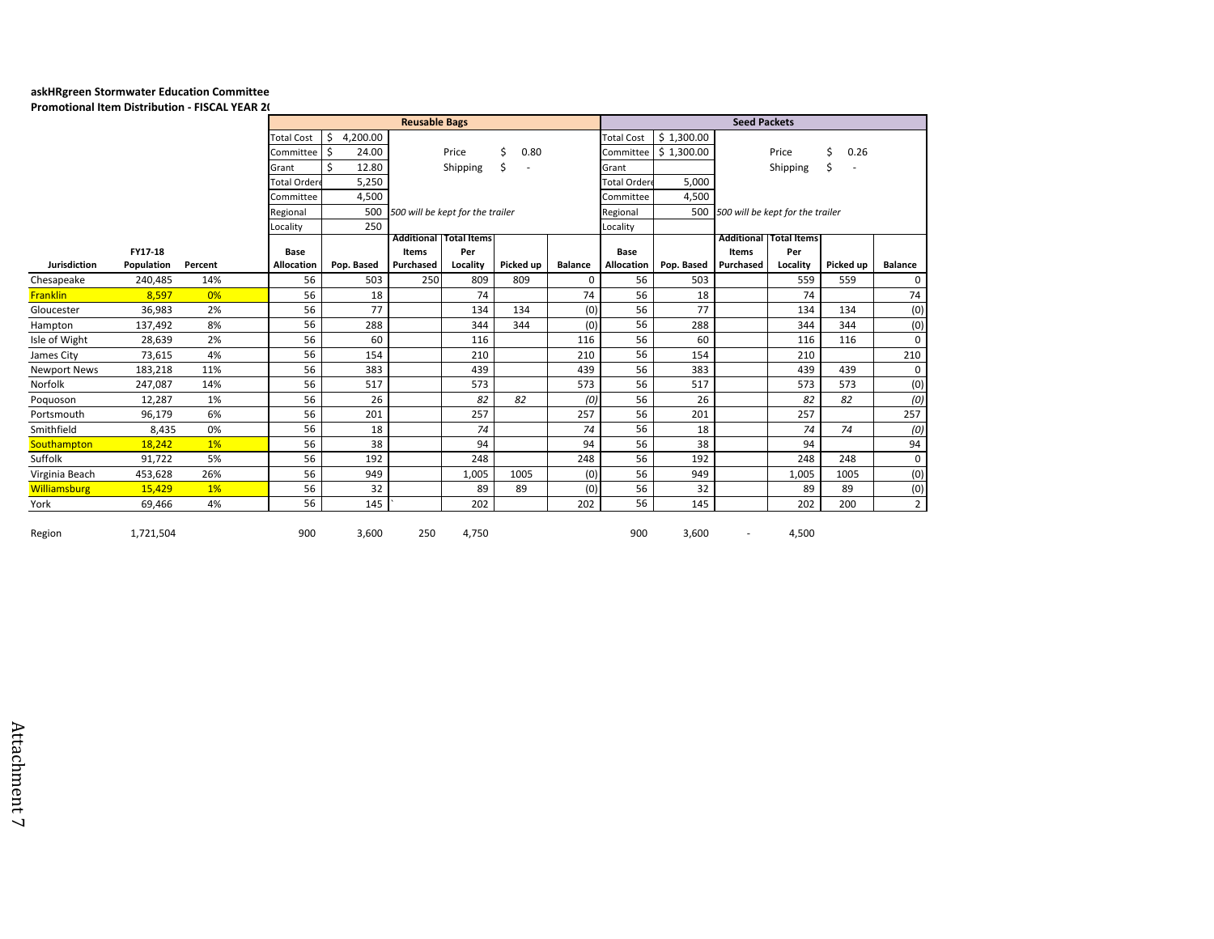**askHRgreen Stormwater Education Committee**
**Promotional Item Distribution - FISCAL YEAR 2(**

| | | | Reusable Bags | | | | | | Seed Packets | | | | | |
|---|---|---|---|---|---|---|---|---|---|---|---|---|---|---|
| | | | Total Cost | $ 4,200.00 | | | | | Total Cost | $ 1,300.00 | | | | |
| | | | Committee | $ 24.00 | | Price | $ 0.80 | | Committee | $ 1,300.00 | | Price | $ 0.26 | |
| | | | Grant | $ 12.80 | | Shipping | $ - | | Grant | | | Shipping | $ - | |
| | | | Total Ordere | 5,250 | | | | | Total Ordere | 5,000 | | | | |
| | | | Committee | 4,500 | | | | | Committee | 4,500 | | | | |
| | | | Regional | 500 | *500 will be kept for the trailer* | | | | Regional | 500 | *500 will be kept for the trailer* | | | |
| | | | Locality | 250 | | | | | Locality | | | | | |
| **Jurisdiction** | **FY17-18 Population** | **Percent** | **Base Allocation** | **Pop. Based** | **Additional Items Purchased** | **Total Items Per Locality** | **Picked up** | **Balance** | **Base Allocation** | **Pop. Based** | **Additional Items Purchased** | **Total Items Per Locality** | **Picked up** | **Balance** |
| Chesapeake | 240,485 | 14% | 56 | 503 | 250 | 809 | 809 | 0 | 56 | 503 | | 559 | 559 | 0 |
| Franklin | 8,597 | 0% | 56 | 18 | | 74 | | 74 | 56 | 18 | | 74 | | 74 |
| Gloucester | 36,983 | 2% | 56 | 77 | | 134 | 134 | (0) | 56 | 77 | | 134 | 134 | (0) |
| Hampton | 137,492 | 8% | 56 | 288 | | 344 | 344 | (0) | 56 | 288 | | 344 | 344 | (0) |
| Isle of Wight | 28,639 | 2% | 56 | 60 | | 116 | | 116 | 56 | 60 | | 116 | 116 | 0 |
| James City | 73,615 | 4% | 56 | 154 | | 210 | | 210 | 56 | 154 | | 210 | | 210 |
| Newport News | 183,218 | 11% | 56 | 383 | | 439 | | 439 | 56 | 383 | | 439 | 439 | 0 |
| Norfolk | 247,087 | 14% | 56 | 517 | | 573 | | 573 | 56 | 517 | | 573 | 573 | (0) |
| Poquoson | 12,287 | 1% | 56 | 26 | | *82* | *82* | *(0)* | 56 | 26 | | *82* | *82* | *(0)* |
| Portsmouth | 96,179 | 6% | 56 | 201 | | 257 | | 257 | 56 | 201 | | 257 | | 257 |
| Smithfield | 8,435 | 0% | 56 | 18 | | *74* | | *74* | 56 | 18 | | *74* | *74* | *(0)* |
| Southampton | 18,242 | 1% | 56 | 38 | | 94 | | 94 | 56 | 38 | | 94 | | 94 |
| Suffolk | 91,722 | 5% | 56 | 192 | | 248 | | 248 | 56 | 192 | | 248 | 248 | 0 |
| Virginia Beach | 453,628 | 26% | 56 | 949 | | 1,005 | 1005 | (0) | 56 | 949 | | 1,005 | 1005 | (0) |
| Williamsburg | 15,429 | 1% | 56 | 32 | | 89 | 89 | (0) | 56 | 32 | | 89 | 89 | (0) |
| York | 69,466 | 4% | 56 | 145 | ` | 202 | | 202 | 56 | 145 | | 202 | 200 | 2 |
| Region | 1,721,504 | | 900 | 3,600 | 250 | 4,750 | | | 900 | 3,600 | - | 4,500 | | |

Attachment 7